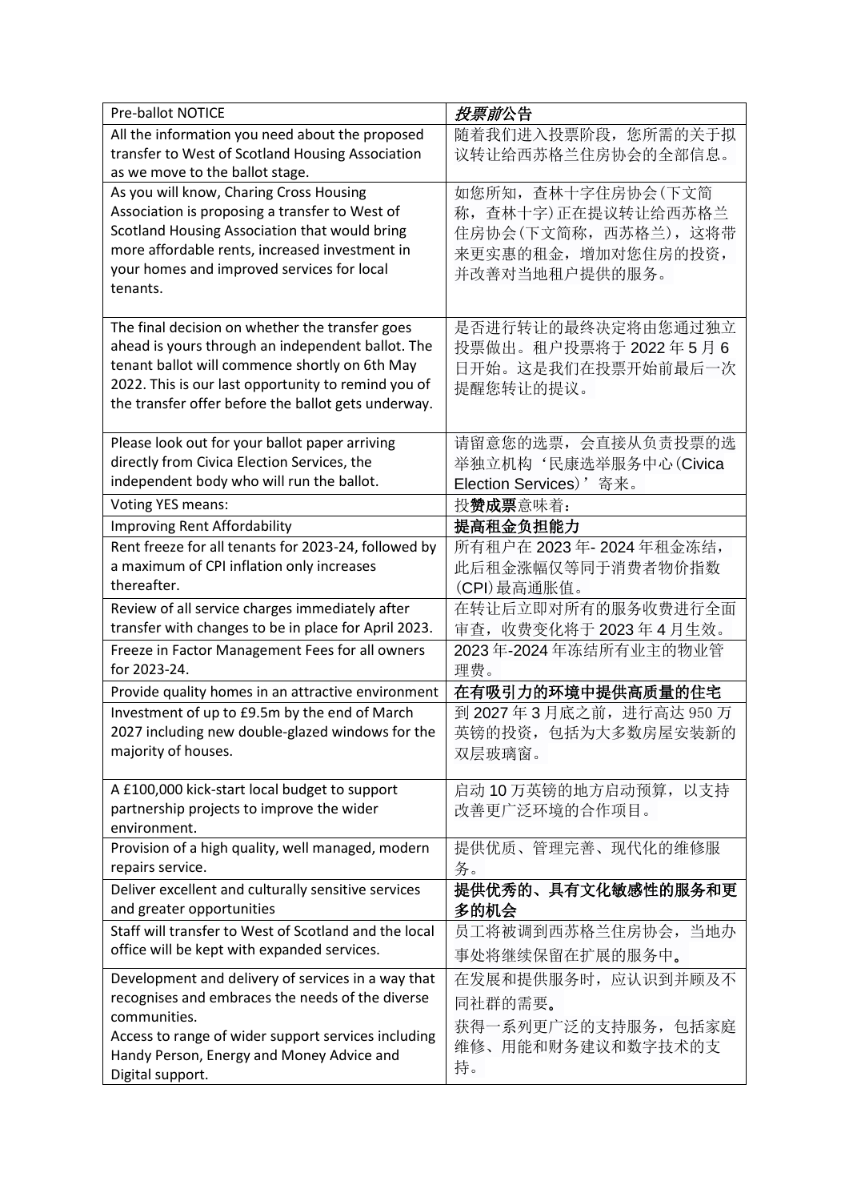| Pre-ballot NOTICE | *投票前*公告 |
| --- | --- |
| All the information you need about the proposed transfer to West of Scotland Housing Association as we move to the ballot stage. | 随着我们进入投票阶段，您所需的关于拟议转让给西苏格兰住房协会的全部信息。 |
| As you will know, Charing Cross Housing Association is proposing a transfer to West of Scotland Housing Association that would bring more affordable rents, increased investment in your homes and improved services for local tenants. | 如您所知，查林十字住房协会(下文简称，查林十字)正在提议转让给西苏格兰住房协会(下文简称，西苏格兰)，这将带来更实惠的租金，增加对您住房的投资，并改善对当地租户提供的服务。 |
| The final decision on whether the transfer goes ahead is yours through an independent ballot. The tenant ballot will commence shortly on 6th May 2022. This is our last opportunity to remind you of the transfer offer before the ballot gets underway. | 是否进行转让的最终决定将由您通过独立投票做出。租户投票将于 2022 年 5 月 6 日开始。这是我们在投票开始前最后一次提醒您转让的提议。 |
| Please look out for your ballot paper arriving directly from Civica Election Services, the independent body who will run the ballot. | 请留意您的选票，会直接从负责投票的选举独立机构‘民康选举服务中心(Civica Election Services)’寄来。 |
| Voting YES means: | 投**赞成票**意味着： |
| Improving Rent Affordability | **提高租金负担能力** |
| Rent freeze for all tenants for 2023-24, followed by a maximum of CPI inflation only increases thereafter. | 所有租户在 2023 年- 2024 年租金冻结，此后租金涨幅仅等同于消费者物价指数(CPI)最高通胀值。 |
| Review of all service charges immediately after transfer with changes to be in place for April 2023. | 在转让后立即对所有的服务收费进行全面审查，收费变化将于 2023 年 4 月生效。 |
| Freeze in Factor Management Fees for all owners for 2023-24. | 2023 年-2024 年冻结所有业主的物业管理费。 |
| Provide quality homes in an attractive environment | **在有吸引力的环境中提供高质量的住宅** |
| Investment of up to £9.5m by the end of March 2027 including new double-glazed windows for the majority of houses. | 到 2027 年 3 月底之前，进行高达 950 万英镑的投资，包括为大多数房屋安装新的双层玻璃窗。 |
| A £100,000 kick-start local budget to support partnership projects to improve the wider environment. | 启动 10 万英镑的地方启动预算，以支持改善更广泛环境的合作项目。 |
| Provision of a high quality, well managed, modern repairs service. | 提供优质、管理完善、现代化的维修服务。 |
| Deliver excellent and culturally sensitive services and greater opportunities | **提供优秀的、具有文化敏感性的服务和更多的机会** |
| Staff will transfer to West of Scotland and the local office will be kept with expanded services. | 员工将被调到西苏格兰住房协会，当地办事处将继续保留在扩展的服务中。 |
| Development and delivery of services in a way that recognises and embraces the needs of the diverse communities.<br>Access to range of wider support services including Handy Person, Energy and Money Advice and Digital support. | 在发展和提供服务时，应认识到并顾及不同社群的需要。<br>获得一系列更广泛的支持服务，包括家庭维修、用能和财务建议和数字技术的支持。 |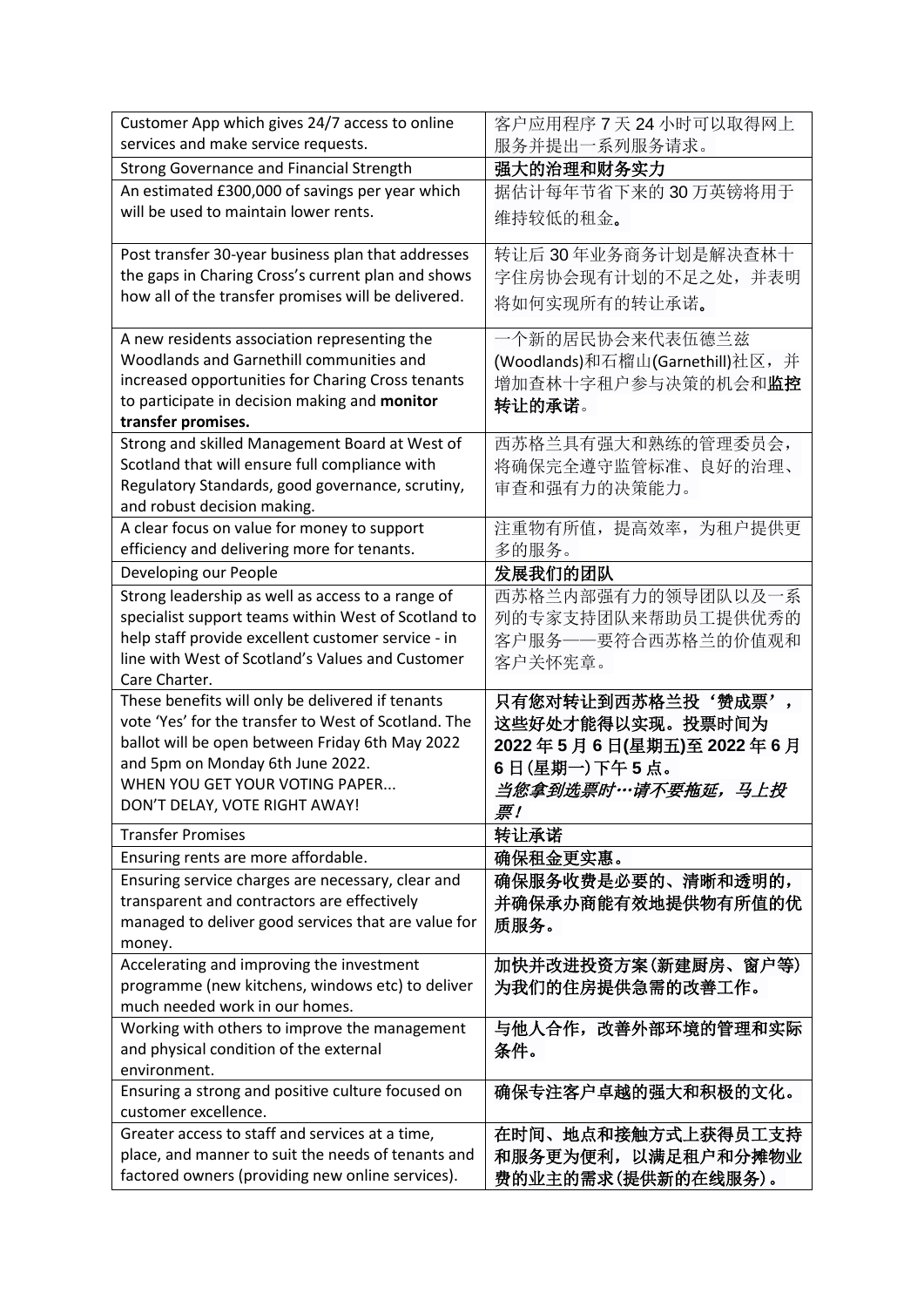| Customer App which gives 24/7 access to online services and make service requests. | 客户应用程序 7 天 24 小时可以取得网上服务并提出一系列服务请求。 |
|---|---|
| Strong Governance and Financial Strength | **强大的治理和财务实力** |
| An estimated £300,000 of savings per year which will be used to maintain lower rents. | 据估计每年节省下来的 30 万英镑将用于维持较低的租金。 |
| Post transfer 30-year business plan that addresses the gaps in Charing Cross's current plan and shows how all of the transfer promises will be delivered. | 转让后 30 年业务商务计划是解决查林十字住房协会现有计划的不足之处，并表明将如何实现所有的转让承诺。 |
| A new residents association representing the Woodlands and Garnethill communities and increased opportunities for Charing Cross tenants to participate in decision making and **monitor transfer promises.** | 一个新的居民协会来代表伍德兰兹(Woodlands)和石榴山(Garnethill)社区，并增加查林十字租户参与决策的机会和**监控转让的承诺**。 |
| Strong and skilled Management Board at West of Scotland that will ensure full compliance with Regulatory Standards, good governance, scrutiny, and robust decision making. | 西苏格兰具有强大和熟练的管理委员会，将确保完全遵守监管标准、良好的治理、审查和强有力的决策能力。 |
| A clear focus on value for money to support efficiency and delivering more for tenants. | 注重物有所值，提高效率，为租户提供更多的服务。 |
| Developing our People | **发展我们的团队** |
| Strong leadership as well as access to a range of specialist support teams within West of Scotland to help staff provide excellent customer service - in line with West of Scotland's Values and Customer Care Charter. | 西苏格兰内部强有力的领导团队以及一系列的专家支持团队来帮助员工提供优秀的客户服务——要符合西苏格兰的价值观和客户关怀宪章。 |
| These benefits will only be delivered if tenants vote 'Yes' for the transfer to West of Scotland. The ballot will be open between Friday 6th May 2022 and 5pm on Monday 6th June 2022.<br>WHEN YOU GET YOUR VOTING PAPER...<br>DON'T DELAY, VOTE RIGHT AWAY! | **只有您对转让到西苏格兰投'赞成票'，这些好处才能得以实现。投票时间为 2022 年 5 月 6 日(星期五)至 2022 年 6 月 6 日(星期一)下午 5 点。**<br>***当您拿到选票时…请不要拖延，马上投票！*** |
| Transfer Promises | **转让承诺** |
| Ensuring rents are more affordable. | **确保租金更实惠。** |
| Ensuring service charges are necessary, clear and transparent and contractors are effectively managed to deliver good services that are value for money. | **确保服务收费是必要的、清晰和透明的，并确保承办商能有效地提供物有所值的优质服务。** |
| Accelerating and improving the investment programme (new kitchens, windows etc) to deliver much needed work in our homes. | **加快并改进投资方案(新建厨房、窗户等)为我们的住房提供急需的改善工作。** |
| Working with others to improve the management and physical condition of the external environment. | **与他人合作，改善外部环境的管理和实际条件。** |
| Ensuring a strong and positive culture focused on customer excellence. | **确保专注客户卓越的强大和积极的文化。** |
| Greater access to staff and services at a time, place, and manner to suit the needs of tenants and factored owners (providing new online services). | **在时间、地点和接触方式上获得员工支持和服务更为便利，以满足租户和分摊物业费的业主的需求(提供新的在线服务)。** |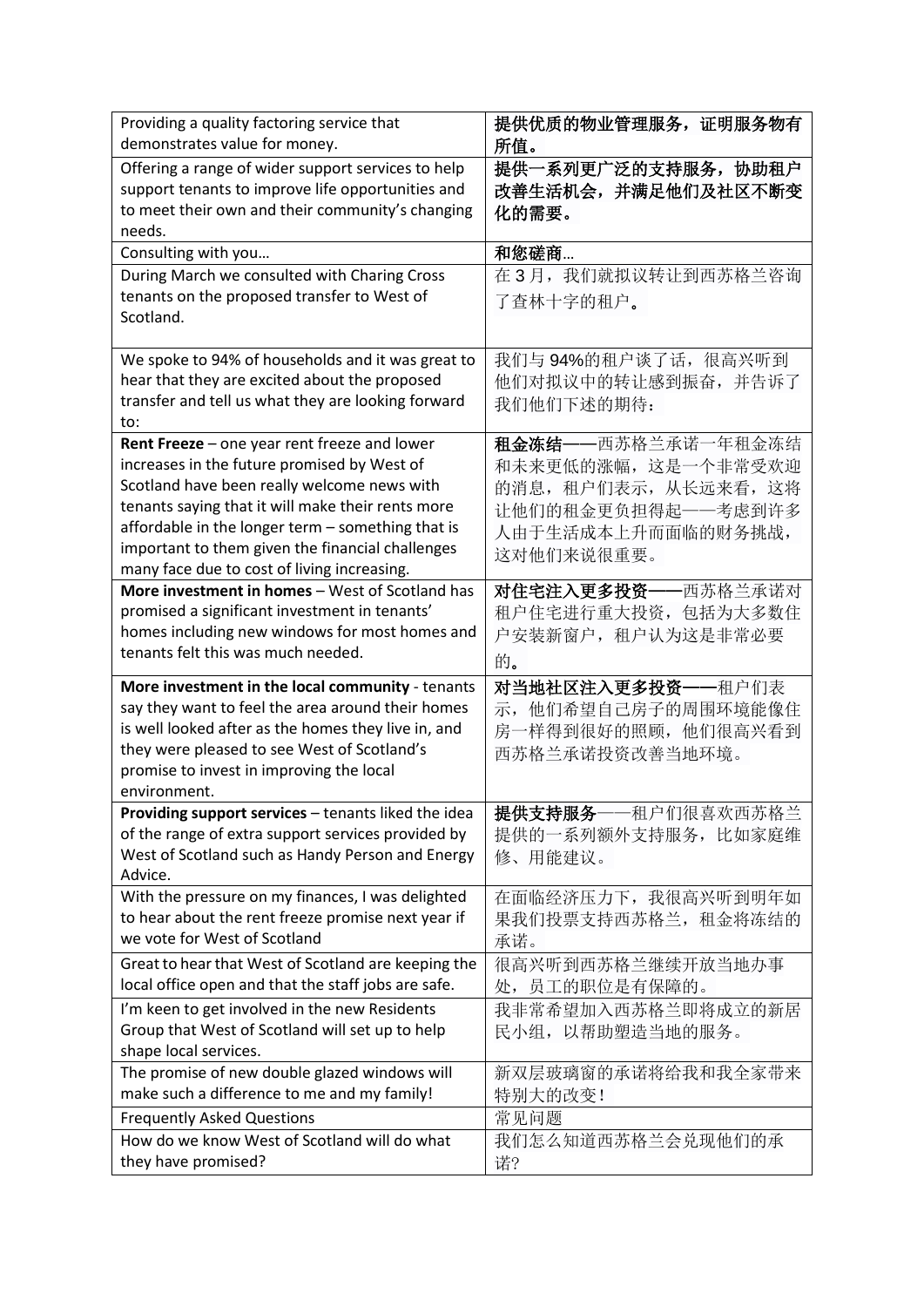| Providing a quality factoring service that demonstrates value for money. | **提供优质的物业管理服务，证明服务物有所值。** |
| --- | --- |
| Offering a range of wider support services to help support tenants to improve life opportunities and to meet their own and their community's changing needs. | **提供一系列更广泛的支持服务，协助租户改善生活机会，并满足他们及社区不断变化的需要。** |
| Consulting with you… | **和您磋商…** |
| During March we consulted with Charing Cross tenants on the proposed transfer to West of Scotland. | 在 3 月，我们就拟议转让到西苏格兰咨询了查林十字的租户。 |
| We spoke to 94% of households and it was great to hear that they are excited about the proposed transfer and tell us what they are looking forward to: | 我们与 94%的租户谈了话，很高兴听到他们对拟议中的转让感到振奋，并告诉了我们他们下述的期待： |
| **Rent Freeze** – one year rent freeze and lower increases in the future promised by West of Scotland have been really welcome news with tenants saying that it will make their rents more affordable in the longer term – something that is important to them given the financial challenges many face due to cost of living increasing. | **租金冻结**——西苏格兰承诺一年租金冻结和未来更低的涨幅，这是一个非常受欢迎的消息，租户们表示，从长远来看，这将让他们的租金更负担得起——考虑到许多人由于生活成本上升而面临的财务挑战，这对他们来说很重要。 |
| **More investment in homes** – West of Scotland has promised a significant investment in tenants' homes including new windows for most homes and tenants felt this was much needed. | **对住宅注入更多投资**——西苏格兰承诺对租户住宅进行重大投资，包括为大多数住户安装新窗户，租户认为这是非常必要的。 |
| **More investment in the local community** - tenants say they want to feel the area around their homes is well looked after as the homes they live in, and they were pleased to see West of Scotland's promise to invest in improving the local environment. | **对当地社区注入更多投资**——租户们表示，他们希望自己房子的周围环境能像住房一样得到很好的照顾，他们很高兴看到西苏格兰承诺投资改善当地环境。 |
| **Providing support services** – tenants liked the idea of the range of extra support services provided by West of Scotland such as Handy Person and Energy Advice. | **提供支持服务**——租户们很喜欢西苏格兰提供的一系列额外支持服务，比如家庭维修、用能建议。 |
| With the pressure on my finances, I was delighted to hear about the rent freeze promise next year if we vote for West of Scotland | 在面临经济压力下，我很高兴听到明年如果我们投票支持西苏格兰，租金将冻结的承诺。 |
| Great to hear that West of Scotland are keeping the local office open and that the staff jobs are safe. | 很高兴听到西苏格兰继续开放当地办事处，员工的职位是有保障的。 |
| I'm keen to get involved in the new Residents Group that West of Scotland will set up to help shape local services. | 我非常希望加入西苏格兰即将成立的新居民小组，以帮助塑造当地的服务。 |
| The promise of new double glazed windows will make such a difference to me and my family! | 新双层玻璃窗的承诺将给我和我全家带来特别大的改变！ |
| Frequently Asked Questions | 常见问题 |
| How do we know West of Scotland will do what they have promised? | 我们怎么知道西苏格兰会兑现他们的承诺? |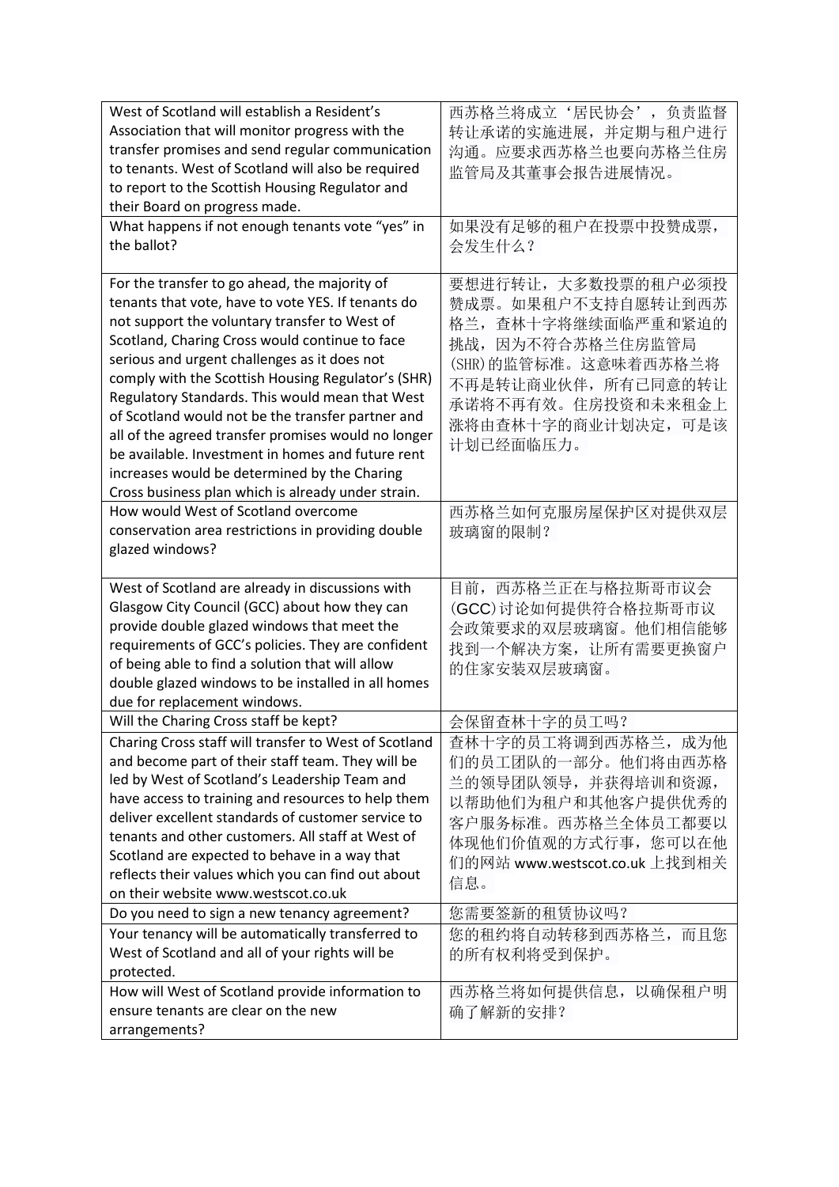| West of Scotland will establish a Resident's Association that will monitor progress with the transfer promises and send regular communication to tenants. West of Scotland will also be required to report to the Scottish Housing Regulator and their Board on progress made. | 西苏格兰将成立'居民协会'，负责监督转让承诺的实施进展，并定期与租户进行沟通。应要求西苏格兰也要向苏格兰住房监管局及其董事会报告进展情况。 |
|---|---|
| What happens if not enough tenants vote "yes" in the ballot? | 如果没有足够的租户在投票中投赞成票，会发生什么？ |
| For the transfer to go ahead, the majority of tenants that vote, have to vote YES. If tenants do not support the voluntary transfer to West of Scotland, Charing Cross would continue to face serious and urgent challenges as it does not comply with the Scottish Housing Regulator's (SHR) Regulatory Standards. This would mean that West of Scotland would not be the transfer partner and all of the agreed transfer promises would no longer be available. Investment in homes and future rent increases would be determined by the Charing Cross business plan which is already under strain. | 要想进行转让，大多数投票的租户必须投赞成票。如果租户不支持自愿转让到西苏格兰，查林十字将继续面临严重和紧迫的挑战，因为不符合苏格兰住房监管局(SHR)的监管标准。这意味着西苏格兰将不再是转让商业伙伴，所有已同意的转让承诺将不再有效。住房投资和未来租金上涨将由查林十字的商业计划决定，可是该计划已经面临压力。 |
| How would West of Scotland overcome conservation area restrictions in providing double glazed windows? | 西苏格兰如何克服房屋保护区对提供双层玻璃窗的限制？ |
| West of Scotland are already in discussions with Glasgow City Council (GCC) about how they can provide double glazed windows that meet the requirements of GCC's policies. They are confident of being able to find a solution that will allow double glazed windows to be installed in all homes due for replacement windows. | 目前，西苏格兰正在与格拉斯哥市议会(GCC)讨论如何提供符合格拉斯哥市议会政策要求的双层玻璃窗。他们相信能够找到一个解决方案，让所有需要更换窗户的住家安装双层玻璃窗。 |
| Will the Charing Cross staff be kept? | 会保留查林十字的员工吗？ |
| Charing Cross staff will transfer to West of Scotland and become part of their staff team. They will be led by West of Scotland's Leadership Team and have access to training and resources to help them deliver excellent standards of customer service to tenants and other customers. All staff at West of Scotland are expected to behave in a way that reflects their values which you can find out about on their website www.westscot.co.uk | 查林十字的员工将调到西苏格兰，成为他们的员工团队的一部分。他们将由西苏格兰的领导团队领导，并获得培训和资源，以帮助他们为租户和其他客户提供优秀的客户服务标准。西苏格兰全体员工都要以体现他们价值观的方式行事，您可以在他们的网站 www.westscot.co.uk 上找到相关信息。 |
| Do you need to sign a new tenancy agreement? | 您需要签新的租赁协议吗？ |
| Your tenancy will be automatically transferred to West of Scotland and all of your rights will be protected. | 您的租约将自动转移到西苏格兰，而且您的所有权利将受到保护。 |
| How will West of Scotland provide information to ensure tenants are clear on the new arrangements? | 西苏格兰将如何提供信息，以确保租户明确了解新的安排？ |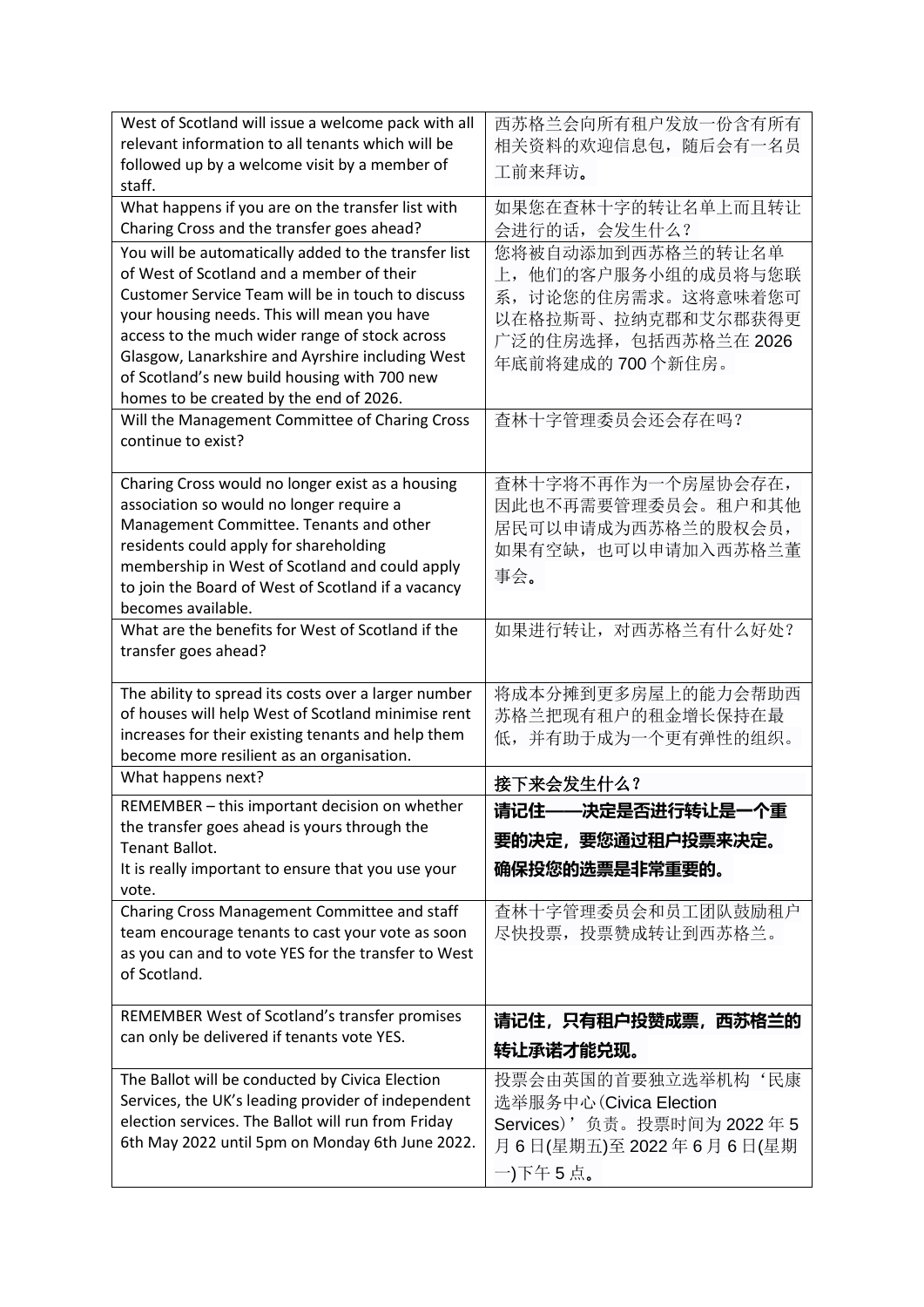| West of Scotland will issue a welcome pack with all relevant information to all tenants which will be followed up by a welcome visit by a member of staff. | 西苏格兰会向所有租户发放一份含有所有相关资料的欢迎信息包，随后会有一名员工前来拜访。 |
|---|---|
| What happens if you are on the transfer list with Charing Cross and the transfer goes ahead? | 如果您在查林十字的转让名单上而且转让会进行的话，会发生什么？ |
| You will be automatically added to the transfer list of West of Scotland and a member of their Customer Service Team will be in touch to discuss your housing needs. This will mean you have access to the much wider range of stock across Glasgow, Lanarkshire and Ayrshire including West of Scotland's new build housing with 700 new homes to be created by the end of 2026. | 您将被自动添加到西苏格兰的转让名单上，他们的客户服务小组的成员将与您联系，讨论您的住房需求。这将意味着您可以在格拉斯哥、拉纳克郡和艾尔郡获得更广泛的住房选择，包括西苏格兰在 2026 年底前将建成的 700 个新住房。 |
| Will the Management Committee of Charing Cross continue to exist? | 查林十字管理委员会还会存在吗？ |
| Charing Cross would no longer exist as a housing association so would no longer require a Management Committee. Tenants and other residents could apply for shareholding membership in West of Scotland and could apply to join the Board of West of Scotland if a vacancy becomes available. | 查林十字将不再作为一个房屋协会存在，因此也不再需要管理委员会。租户和其他居民可以申请成为西苏格兰的股权会员，如果有空缺，也可以申请加入西苏格兰董事会。 |
| What are the benefits for West of Scotland if the transfer goes ahead? | 如果进行转让，对西苏格兰有什么好处？ |
| The ability to spread its costs over a larger number of houses will help West of Scotland minimise rent increases for their existing tenants and help them become more resilient as an organisation. | 将成本分摊到更多房屋上的能力会帮助西苏格兰把现有租户的租金增长保持在最低，并有助于成为一个更有弹性的组织。 |
| What happens next? | **接下来会发生什么？** |
| REMEMBER – this important decision on whether the transfer goes ahead is yours through the Tenant Ballot.<br>It is really important to ensure that you use your vote. | **请记住——决定是否进行转让是一个重要的决定，要您通过租户投票来决定。确保投您的选票是非常重要的。** |
| Charing Cross Management Committee and staff team encourage tenants to cast your vote as soon as you can and to vote YES for the transfer to West of Scotland. | 查林十字管理委员会和员工团队鼓励租户尽快投票，投票赞成转让到西苏格兰。 |
| REMEMBER West of Scotland's transfer promises can only be delivered if tenants vote YES. | **请记住，只有租户投赞成票，西苏格兰的转让承诺才能兑现。** |
| The Ballot will be conducted by Civica Election Services, the UK's leading provider of independent election services. The Ballot will run from Friday 6th May 2022 until 5pm on Monday 6th June 2022. | 投票会由英国的首要独立选举机构'民康选举服务中心(Civica Election Services)'负责。投票时间为 2022 年 5 月 6 日(星期五)至 2022 年 6 月 6 日(星期一)下午 5 点。 |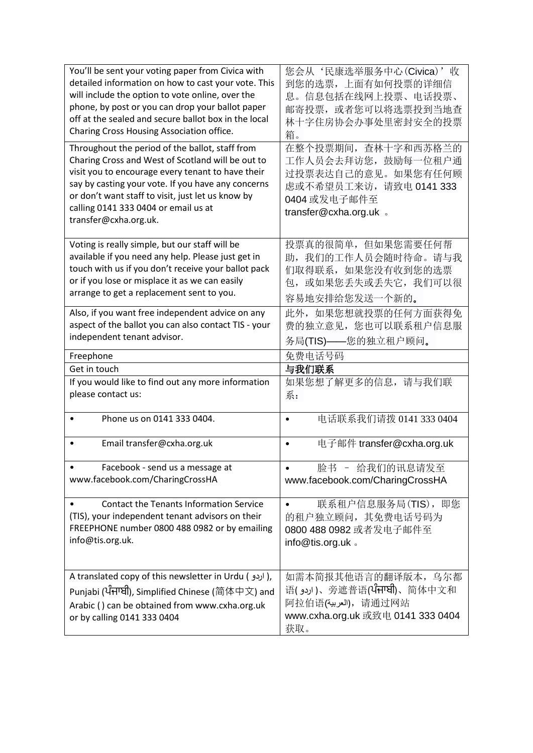| | |
|---|---|
| You'll be sent your voting paper from Civica with detailed information on how to cast your vote. This will include the option to vote online, over the phone, by post or you can drop your ballot paper off at the sealed and secure ballot box in the local Charing Cross Housing Association office. | 您会从'民康选举服务中心(Civica)'收到您的选票,上面有如何投票的详细信息。信息包括在线网上投票、电话投票、邮寄投票,或者您可以将选票投到当地查林十字住房协会办事处里密封安全的投票箱。 |
| Throughout the period of the ballot, staff from Charing Cross and West of Scotland will be out to visit you to encourage every tenant to have their say by casting your vote. If you have any concerns or don't want staff to visit, just let us know by calling 0141 333 0404 or email us at transfer@cxha.org.uk. | 在整个投票期间,查林十字和西苏格兰的工作人员会去拜访您,鼓励每一位租户通过投票表达自己的意见。如果您有任何顾虑或不希望员工来访,请致电 0141 333 0404 或发电子邮件至 transfer@cxha.org.uk 。 |
| Voting is really simple, but our staff will be available if you need any help. Please just get in touch with us if you don't receive your ballot pack or if you lose or misplace it as we can easily arrange to get a replacement sent to you. | 投票真的很简单,但如果您需要任何帮助,我们的工作人员会随时待命。请与我们取得联系,如果您没有收到您的选票包,或如果您丢失或丢失它,我们可以很容易地安排给您发送一个新的。 |
| Also, if you want free independent advice on any aspect of the ballot you can also contact TIS - your independent tenant advisor. | 此外,如果您想就投票的任何方面获得免费的独立意见,您也可以联系租户信息服务局(TIS)——您的独立租户顾问。 |
| Freephone | 免费电话号码 |
| Get in touch | **与我们联系** |
| If you would like to find out any more information please contact us: | 如果您想了解更多的信息,请与我们联系: |
| • Phone us on 0141 333 0404. | • 电话联系我们请拨 0141 333 0404 |
| • Email transfer@cxha.org.uk | • 电子邮件 transfer@cxha.org.uk |
| • Facebook - send us a message at www.facebook.com/CharingCrossHA | • 脸书 – 给我们的讯息请发至 www.facebook.com/CharingCrossHA |
| • Contact the Tenants Information Service (TIS), your independent tenant advisors on their FREEPHONE number 0800 488 0982 or by emailing info@tis.org.uk. | • 联系租户信息服务局(TIS),即您的租户独立顾问,其免费电话号码为 0800 488 0982 或者发电子邮件至 info@tis.org.uk 。 |
| A translated copy of this newsletter in Urdu ( اردو ), Punjabi (ਪੰਜਾਬੀ), Simplified Chinese (简体中文) and Arabic ( ) can be obtained from www.cxha.org.uk or by calling 0141 333 0404 | 如需本简报其他语言的翻译版本,乌尔都语( اردو )、旁遮普语(ਪੰਜਾਬੀ)、简体中文和阿拉伯语(العربية),请通过网站 www.cxha.org.uk 或致电 0141 333 0404 获取。 |